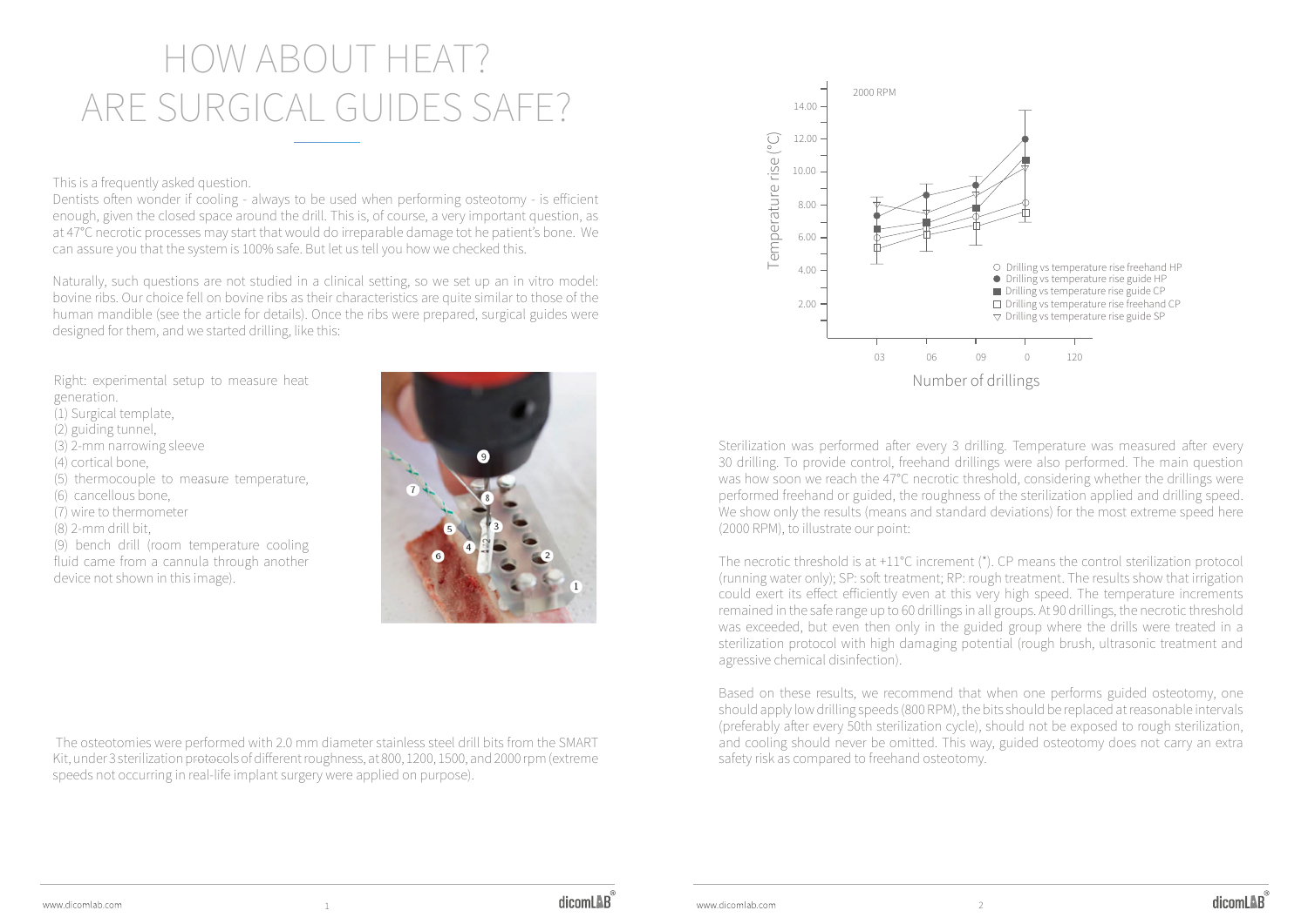# HOW ABOUT HEAT? ARE SURGICAL GUIDES SAFE?

This is a frequently asked question.
Dentists often wonder if cooling - always to be used when performing osteotomy - is efficient enough, given the closed space around the drill. This is, of course, a very important question, as at 47°C necrotic processes may start that would do irreparable damage tot he patient's bone. We can assure you that the system is 100% safe. But let us tell you how we checked this.

Naturally, such questions are not studied in a clinical setting, so we set up an in vitro model: bovine ribs. Our choice fell on bovine ribs as their characteristics are quite similar to those of the human mandible (see the article for details). Once the ribs were prepared, surgical guides were designed for them, and we started drilling, like this:

Right: experimental setup to measure heat generation.
(1) Surgical template,
(2) guiding tunnel,
(3) 2-mm narrowing sleeve
(4) cortical bone,
(5) thermocouple to measure temperature,
(6) cancellous bone,
(7) wire to thermometer
(8) 2-mm drill bit,
(9) bench drill (room temperature cooling fluid came from a cannula through another device not shown in this image).

The osteotomies were performed with 2.0 mm diameter stainless steel drill bits from the SMART Kit, under 3 sterilization protocols of different roughness, at 800, 1200, 1500, and 2000 rpm (extreme speeds not occurring in real-life implant surgery were applied on purpose).

2000 RPM

Temperature rise (°C)

Number of drillings

○ Drilling vs temperature rise freehand HP
● Drilling vs temperature rise guide HP
■ Drilling vs temperature rise guide CP
□ Drilling vs temperature rise freehand CP
▽ Drilling vs temperature rise guide SP

Sterilization was performed after every 3 drilling. Temperature was measured after every 30 drilling. To provide control, freehand drillings were also performed. The main question was how soon we reach the 47°C necrotic threshold, considering whether the drillings were performed freehand or guided, the roughness of the sterilization applied and drilling speed. We show only the results (means and standard deviations) for the most extreme speed here (2000 RPM), to illustrate our point:

The necrotic threshold is at +11°C increment (*). CP means the control sterilization protocol (running water only); SP: soft treatment; RP: rough treatment. The results show that irrigation could exert its effect efficiently even at this very high speed. The temperature increments remained in the safe range up to 60 drillings in all groups. At 90 drillings, the necrotic threshold was exceeded, but even then only in the guided group where the drills were treated in a sterilization protocol with high damaging potential (rough brush, ultrasonic treatment and agressive chemical disinfection).

Based on these results, we recommend that when one performs guided osteotomy, one should apply low drilling speeds (800 RPM), the bits should be replaced at reasonable intervals (preferably after every 50th sterilization cycle), should not be exposed to rough sterilization, and cooling should never be omitted. This way, guided osteotomy does not carry an extra safety risk as compared to freehand osteotomy.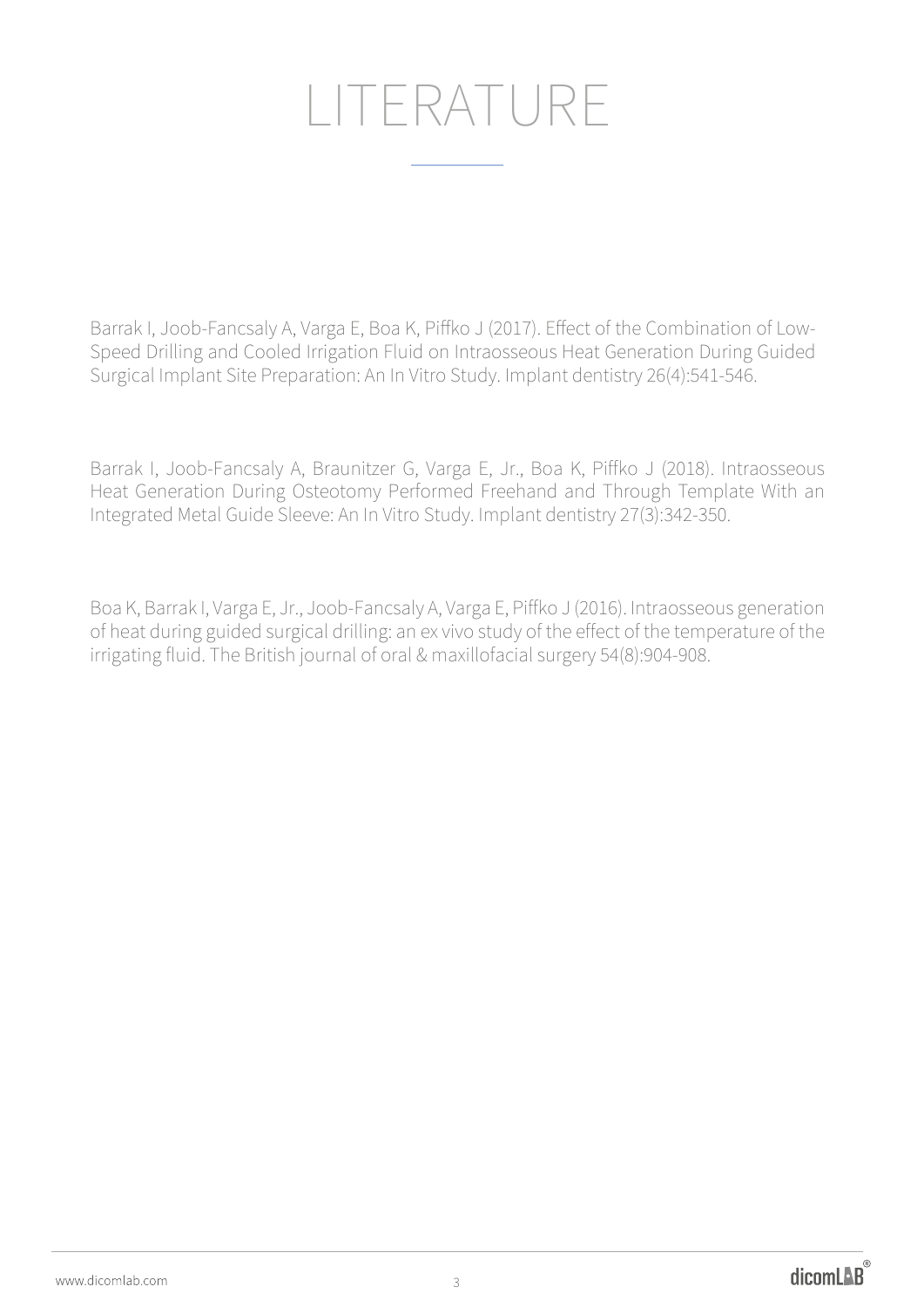# LITERATURE

Barrak I, Joob-Fancsaly A, Varga E, Boa K, Piffko J (2017). Effect of the Combination of Low-Speed Drilling and Cooled Irrigation Fluid on Intraosseous Heat Generation During Guided Surgical Implant Site Preparation: An In Vitro Study. Implant dentistry 26(4):541-546.

Barrak I, Joob-Fancsaly A, Braunitzer G, Varga E, Jr., Boa K, Piffko J (2018). Intraosseous Heat Generation During Osteotomy Performed Freehand and Through Template With an Integrated Metal Guide Sleeve: An In Vitro Study. Implant dentistry 27(3):342-350.

Boa K, Barrak I, Varga E, Jr., Joob-Fancsaly A, Varga E, Piffko J (2016). Intraosseous generation of heat during guided surgical drilling: an ex vivo study of the effect of the temperature of the irrigating fluid. The British journal of oral & maxillofacial surgery 54(8):904-908.